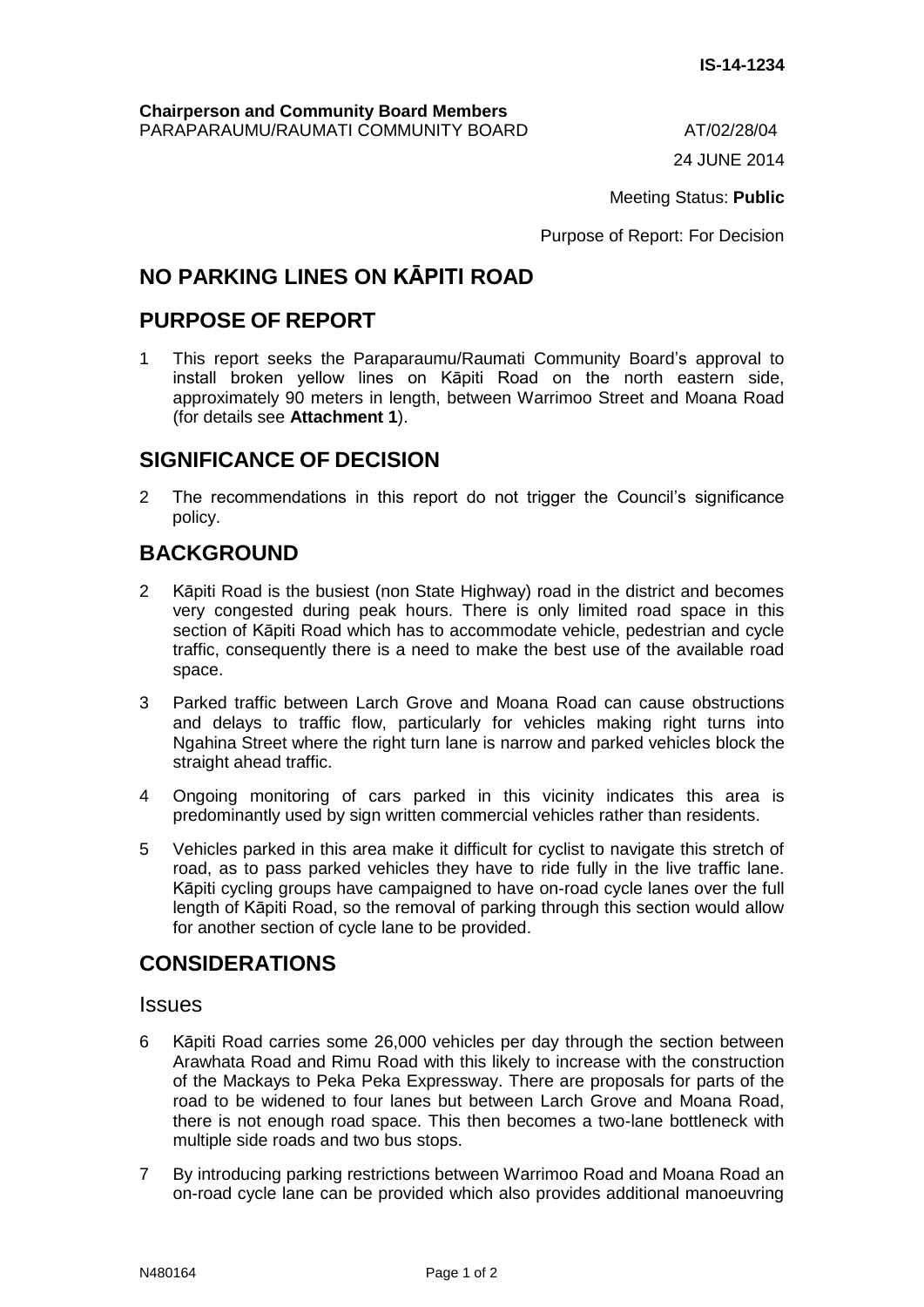IS-14-1234

**Chairperson and Community Board Members**
PARAPARAUMU/RAUMATI COMMUNITY BOARD

AT/02/28/04

24 JUNE 2014

Meeting Status: **Public**

Purpose of Report: For Decision

# NO PARKING LINES ON KĀPITI ROAD

## PURPOSE OF REPORT

1 This report seeks the Paraparaumu/Raumati Community Board's approval to install broken yellow lines on Kāpiti Road on the north eastern side, approximately 90 meters in length, between Warrimoo Street and Moana Road (for details see **Attachment 1**).

## SIGNIFICANCE OF DECISION

2 The recommendations in this report do not trigger the Council's significance policy.

## BACKGROUND

2 Kāpiti Road is the busiest (non State Highway) road in the district and becomes very congested during peak hours. There is only limited road space in this section of Kāpiti Road which has to accommodate vehicle, pedestrian and cycle traffic, consequently there is a need to make the best use of the available road space.

3 Parked traffic between Larch Grove and Moana Road can cause obstructions and delays to traffic flow, particularly for vehicles making right turns into Ngahina Street where the right turn lane is narrow and parked vehicles block the straight ahead traffic.

4 Ongoing monitoring of cars parked in this vicinity indicates this area is predominantly used by sign written commercial vehicles rather than residents.

5 Vehicles parked in this area make it difficult for cyclist to navigate this stretch of road, as to pass parked vehicles they have to ride fully in the live traffic lane. Kāpiti cycling groups have campaigned to have on-road cycle lanes over the full length of Kāpiti Road, so the removal of parking through this section would allow for another section of cycle lane to be provided.

## CONSIDERATIONS

### Issues

6 Kāpiti Road carries some 26,000 vehicles per day through the section between Arawhata Road and Rimu Road with this likely to increase with the construction of the Mackays to Peka Peka Expressway. There are proposals for parts of the road to be widened to four lanes but between Larch Grove and Moana Road, there is not enough road space. This then becomes a two-lane bottleneck with multiple side roads and two bus stops.

7 By introducing parking restrictions between Warrimoo Road and Moana Road an on-road cycle lane can be provided which also provides additional manoeuvring

N480164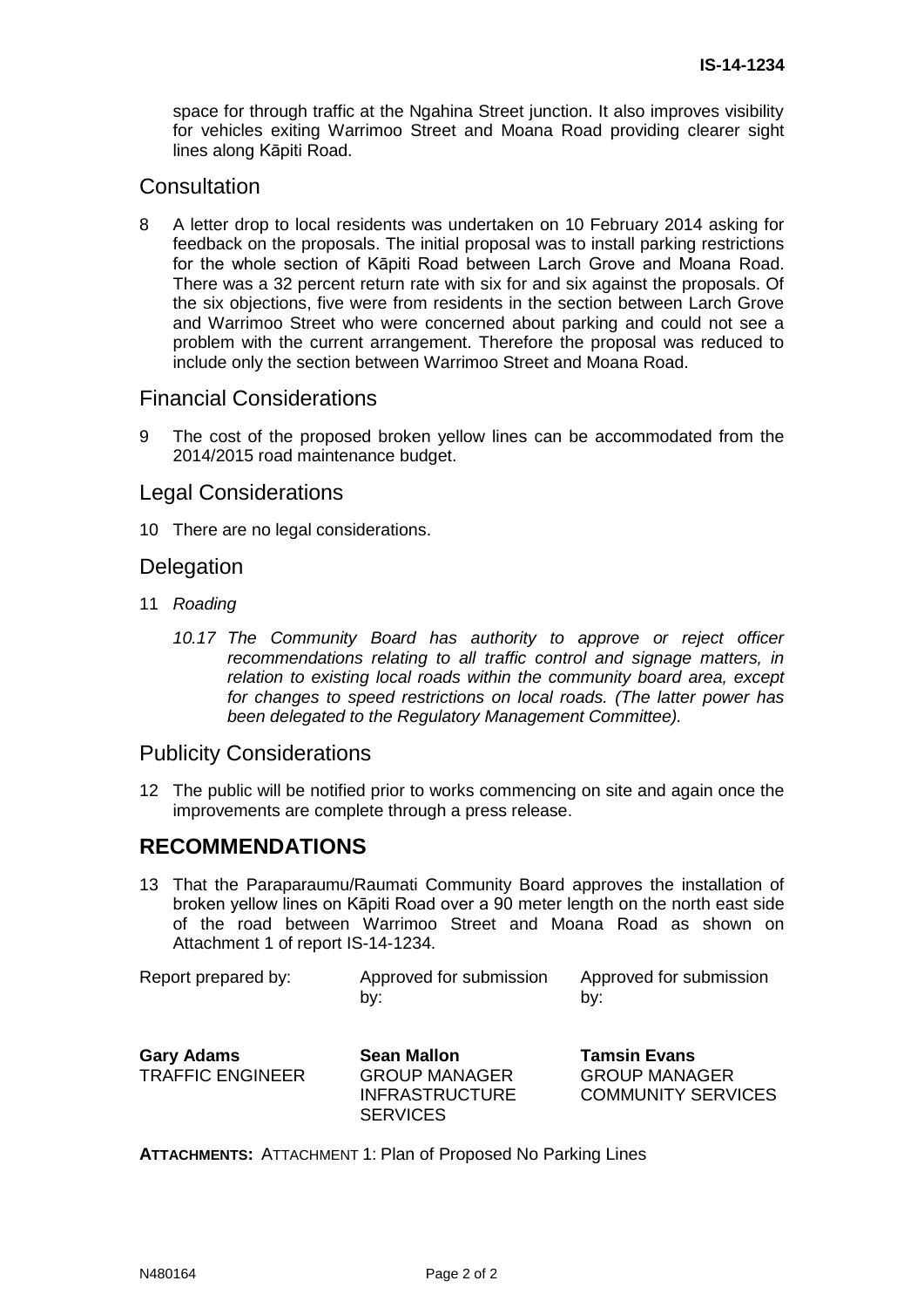space for through traffic at the Ngahina Street junction. It also improves visibility for vehicles exiting Warrimoo Street and Moana Road providing clearer sight lines along Kāpiti Road.

## Consultation

8 A letter drop to local residents was undertaken on 10 February 2014 asking for feedback on the proposals. The initial proposal was to install parking restrictions for the whole section of Kāpiti Road between Larch Grove and Moana Road. There was a 32 percent return rate with six for and six against the proposals. Of the six objections, five were from residents in the section between Larch Grove and Warrimoo Street who were concerned about parking and could not see a problem with the current arrangement. Therefore the proposal was reduced to include only the section between Warrimoo Street and Moana Road.

## Financial Considerations

9 The cost of the proposed broken yellow lines can be accommodated from the 2014/2015 road maintenance budget.

## Legal Considerations

10 There are no legal considerations.

## Delegation

11 *Roading*

*10.17 The Community Board has authority to approve or reject officer recommendations relating to all traffic control and signage matters, in relation to existing local roads within the community board area, except for changes to speed restrictions on local roads. (The latter power has been delegated to the Regulatory Management Committee).*

## Publicity Considerations

12 The public will be notified prior to works commencing on site and again once the improvements are complete through a press release.

# RECOMMENDATIONS

13 That the Paraparaumu/Raumati Community Board approves the installation of broken yellow lines on Kāpiti Road over a 90 meter length on the north east side of the road between Warrimoo Street and Moana Road as shown on Attachment 1 of report IS-14-1234.

| Report prepared by: | Approved for submission by: | Approved for submission by: |
|---|---|---|
| **Gary Adams** | **Sean Mallon** | **Tamsin Evans** |
| TRAFFIC ENGINEER | GROUP MANAGER INFRASTRUCTURE SERVICES | GROUP MANAGER COMMUNITY SERVICES |

**ATTACHMENTS:** ATTACHMENT 1: Plan of Proposed No Parking Lines